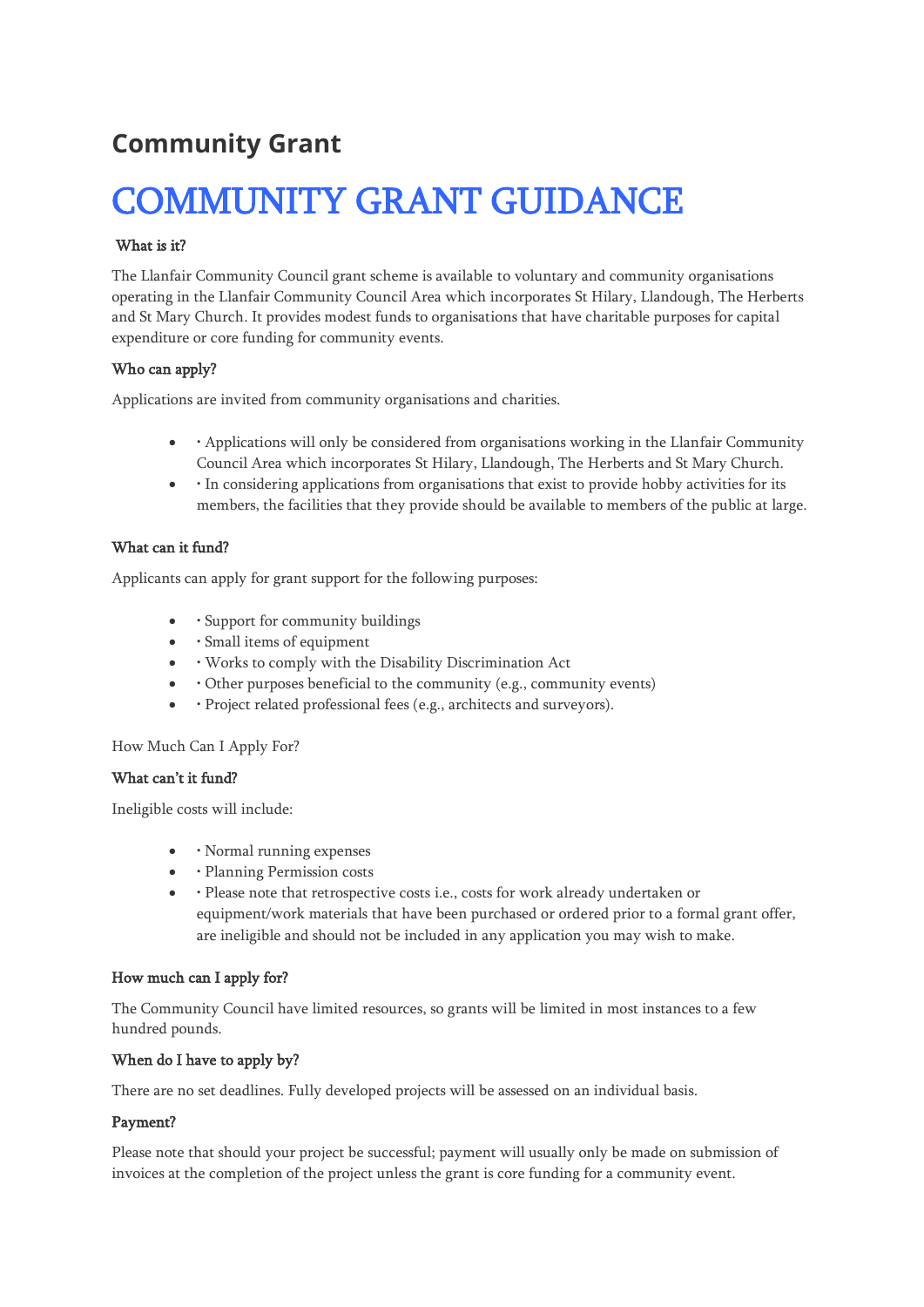## Community Grant

# COMMUNITY GRANT GUIDANCE

**What is it?**

The Llanfair Community Council grant scheme is available to voluntary and community organisations operating in the Llanfair Community Council Area which incorporates St Hilary, Llandough, The Herberts and St Mary Church. It provides modest funds to organisations that have charitable purposes for capital expenditure or core funding for community events.

**Who can apply?**

Applications are invited from community organisations and charities.

- • Applications will only be considered from organisations working in the Llanfair Community Council Area which incorporates St Hilary, Llandough, The Herberts and St Mary Church.
- • In considering applications from organisations that exist to provide hobby activities for its members, the facilities that they provide should be available to members of the public at large.

**What can it fund?**

Applicants can apply for grant support for the following purposes:

- • Support for community buildings
- • Small items of equipment
- • Works to comply with the Disability Discrimination Act
- • Other purposes beneficial to the community (e.g., community events)
- • Project related professional fees (e.g., architects and surveyors).

How Much Can I Apply For?

**What can't it fund?**

Ineligible costs will include:

- • Normal running expenses
- • Planning Permission costs
- • Please note that retrospective costs i.e., costs for work already undertaken or equipment/work materials that have been purchased or ordered prior to a formal grant offer, are ineligible and should not be included in any application you may wish to make.

**How much can I apply for?**

The Community Council have limited resources, so grants will be limited in most instances to a few hundred pounds.

**When do I have to apply by?**

There are no set deadlines. Fully developed projects will be assessed on an individual basis.

**Payment?**

Please note that should your project be successful; payment will usually only be made on submission of invoices at the completion of the project unless the grant is core funding for a community event.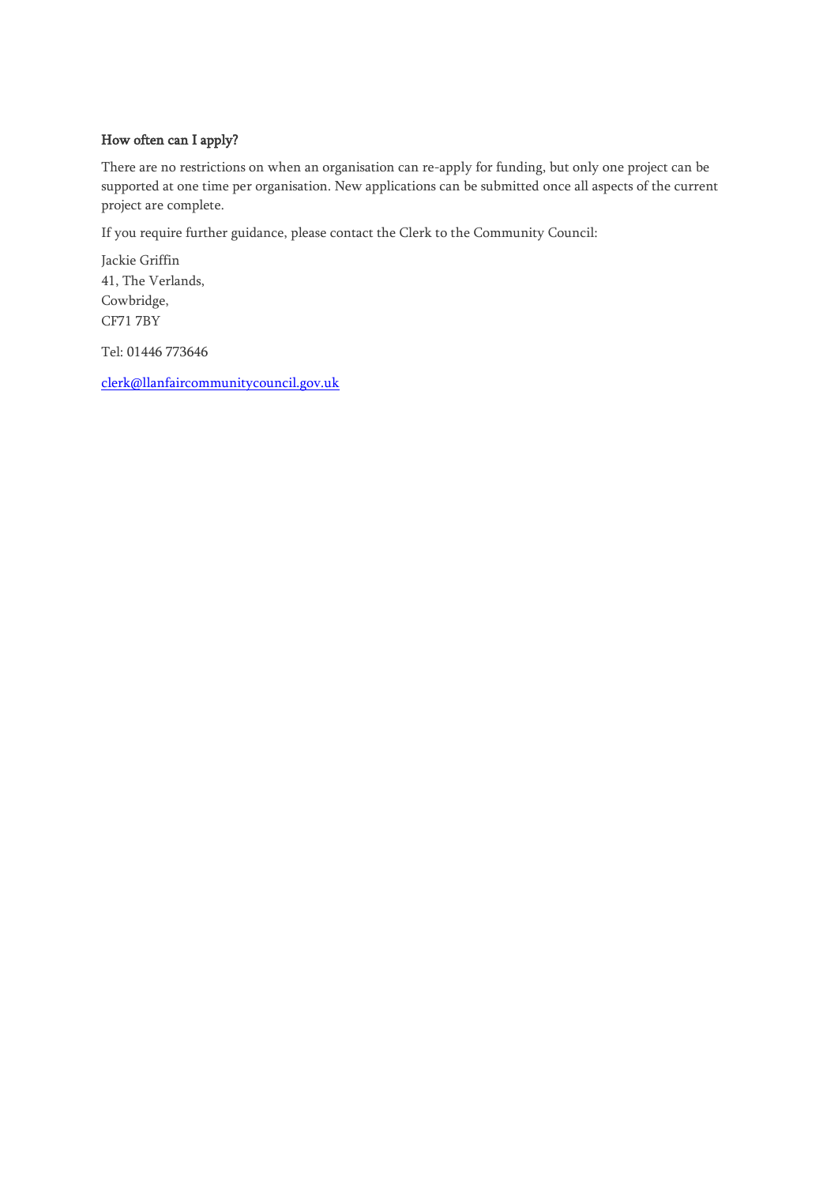### How often can I apply?

There are no restrictions on when an organisation can re-apply for funding, but only one project can be supported at one time per organisation. New applications can be submitted once all aspects of the current project are complete.

If you require further guidance, please contact the Clerk to the Community Council:

Jackie Griffin  
41, The Verlands,  
Cowbridge,  
CF71 7BY

Tel: 01446 773646

clerk@llanfaircommunitycouncil.gov.uk